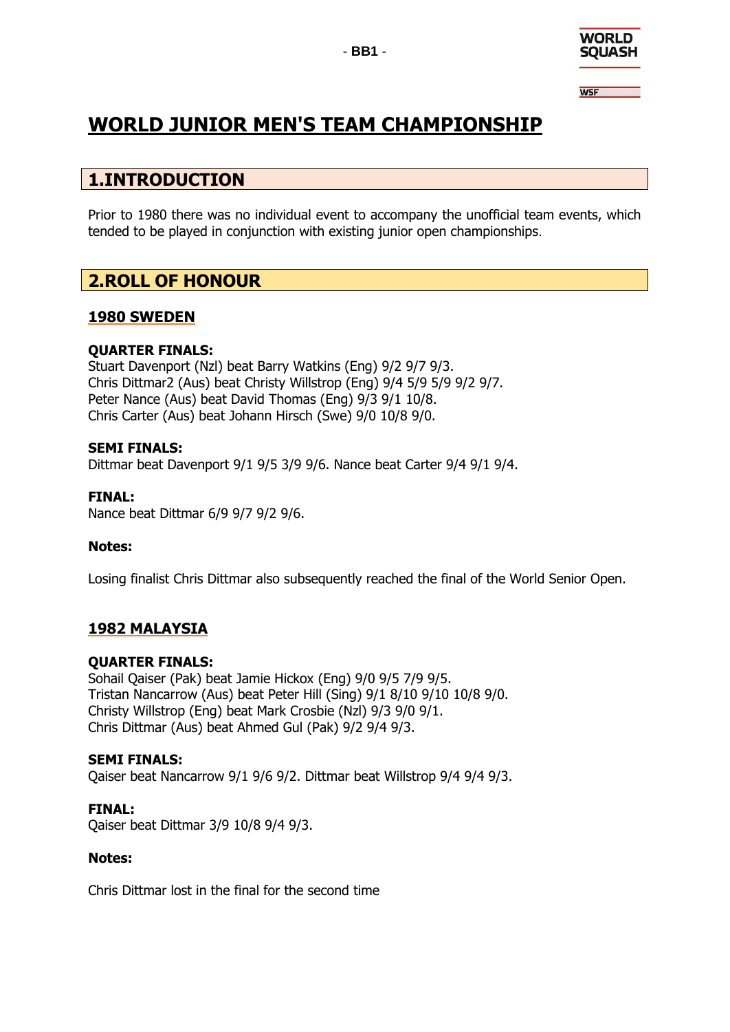# WORLD JUNIOR MEN'S TEAM CHAMPIONSHIP

## 1.INTRODUCTION

Prior to 1980 there was no individual event to accompany the unofficial team events, which tended to be played in conjunction with existing junior open championships.

## 2.ROLL OF HONOUR

### 1980 SWEDEN

**QUARTER FINALS:**
Stuart Davenport (Nzl) beat Barry Watkins (Eng) 9/2 9/7 9/3.
Chris Dittmar2 (Aus) beat Christy Willstrop (Eng) 9/4 5/9 5/9 9/2 9/7.
Peter Nance (Aus) beat David Thomas (Eng) 9/3 9/1 10/8.
Chris Carter (Aus) beat Johann Hirsch (Swe) 9/0 10/8 9/0.

**SEMI FINALS:**
Dittmar beat Davenport 9/1 9/5 3/9 9/6. Nance beat Carter 9/4 9/1 9/4.

**FINAL:**
Nance beat Dittmar 6/9 9/7 9/2 9/6.

**Notes:**

Losing finalist Chris Dittmar also subsequently reached the final of the World Senior Open.

### 1982 MALAYSIA

**QUARTER FINALS:**
Sohail Qaiser (Pak) beat Jamie Hickox (Eng) 9/0 9/5 7/9 9/5.
Tristan Nancarrow (Aus) beat Peter Hill (Sing) 9/1 8/10 9/10 10/8 9/0.
Christy Willstrop (Eng) beat Mark Crosbie (Nzl) 9/3 9/0 9/1.
Chris Dittmar (Aus) beat Ahmed Gul (Pak) 9/2 9/4 9/3.

**SEMI FINALS:**
Qaiser beat Nancarrow 9/1 9/6 9/2. Dittmar beat Willstrop 9/4 9/4 9/3.

**FINAL:**
Qaiser beat Dittmar 3/9 10/8 9/4 9/3.

**Notes:**

Chris Dittmar lost in the final for the second time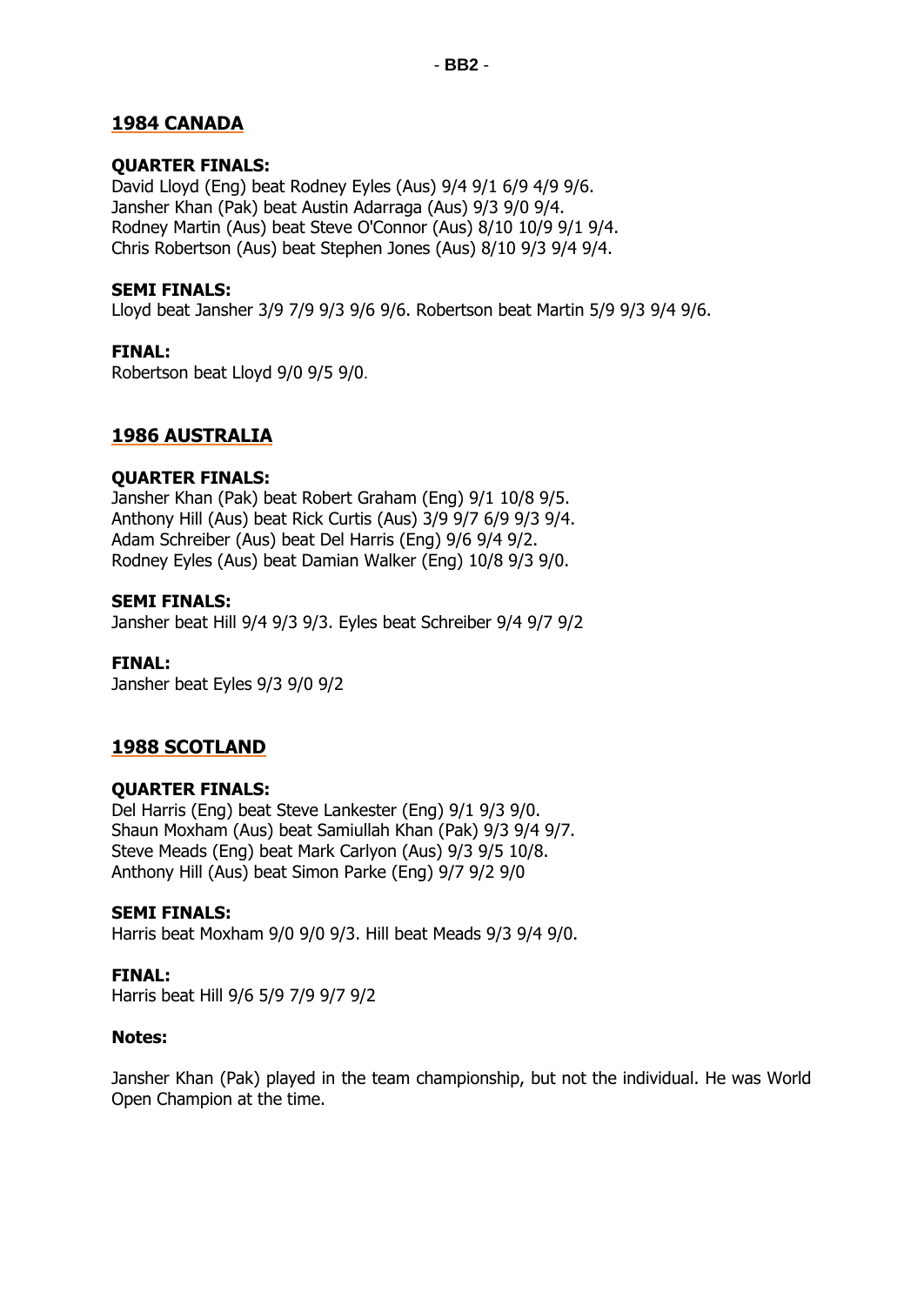## 1984 CANADA

**QUARTER FINALS:**
David Lloyd (Eng) beat Rodney Eyles (Aus) 9/4 9/1 6/9 4/9 9/6.
Jansher Khan (Pak) beat Austin Adarraga (Aus) 9/3 9/0 9/4.
Rodney Martin (Aus) beat Steve O'Connor (Aus) 8/10 10/9 9/1 9/4.
Chris Robertson (Aus) beat Stephen Jones (Aus) 8/10 9/3 9/4 9/4.

**SEMI FINALS:**
Lloyd beat Jansher 3/9 7/9 9/3 9/6 9/6. Robertson beat Martin 5/9 9/3 9/4 9/6.

**FINAL:**
Robertson beat Lloyd 9/0 9/5 9/0.

## 1986 AUSTRALIA

**QUARTER FINALS:**
Jansher Khan (Pak) beat Robert Graham (Eng) 9/1 10/8 9/5.
Anthony Hill (Aus) beat Rick Curtis (Aus) 3/9 9/7 6/9 9/3 9/4.
Adam Schreiber (Aus) beat Del Harris (Eng) 9/6 9/4 9/2.
Rodney Eyles (Aus) beat Damian Walker (Eng) 10/8 9/3 9/0.

**SEMI FINALS:**
Jansher beat Hill 9/4 9/3 9/3. Eyles beat Schreiber 9/4 9/7 9/2

**FINAL:**
Jansher beat Eyles 9/3 9/0 9/2

## 1988 SCOTLAND

**QUARTER FINALS:**
Del Harris (Eng) beat Steve Lankester (Eng) 9/1 9/3 9/0.
Shaun Moxham (Aus) beat Samiullah Khan (Pak) 9/3 9/4 9/7.
Steve Meads (Eng) beat Mark Carlyon (Aus) 9/3 9/5 10/8.
Anthony Hill (Aus) beat Simon Parke (Eng) 9/7 9/2 9/0

**SEMI FINALS:**
Harris beat Moxham 9/0 9/0 9/3. Hill beat Meads 9/3 9/4 9/0.

**FINAL:**
Harris beat Hill 9/6 5/9 7/9 9/7 9/2

**Notes:**

Jansher Khan (Pak) played in the team championship, but not the individual. He was World Open Champion at the time.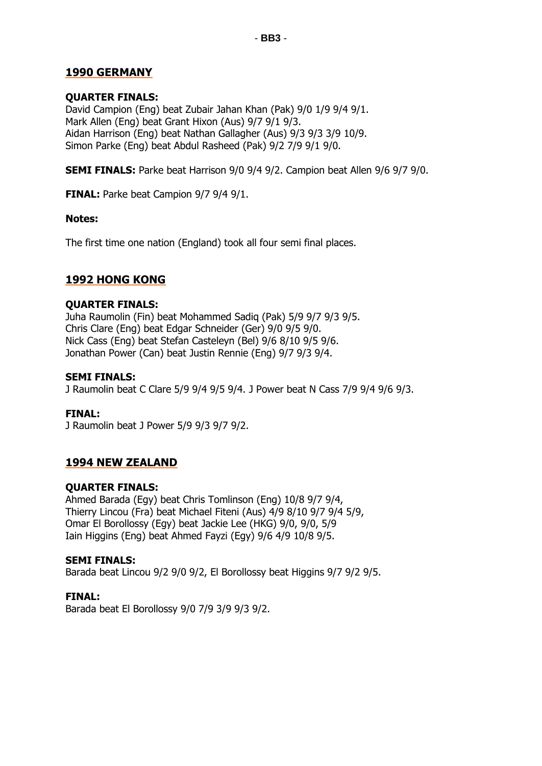## 1990 GERMANY

**QUARTER FINALS:**
David Campion (Eng) beat Zubair Jahan Khan (Pak) 9/0 1/9 9/4 9/1.
Mark Allen (Eng) beat Grant Hixon (Aus) 9/7 9/1 9/3.
Aidan Harrison (Eng) beat Nathan Gallagher (Aus) 9/3 9/3 3/9 10/9.
Simon Parke (Eng) beat Abdul Rasheed (Pak) 9/2 7/9 9/1 9/0.

**SEMI FINALS:** Parke beat Harrison 9/0 9/4 9/2. Campion beat Allen 9/6 9/7 9/0.

**FINAL:** Parke beat Campion 9/7 9/4 9/1.

**Notes:**

The first time one nation (England) took all four semi final places.

## 1992 HONG KONG

**QUARTER FINALS:**
Juha Raumolin (Fin) beat Mohammed Sadiq (Pak) 5/9 9/7 9/3 9/5.
Chris Clare (Eng) beat Edgar Schneider (Ger) 9/0 9/5 9/0.
Nick Cass (Eng) beat Stefan Casteleyn (Bel) 9/6 8/10 9/5 9/6.
Jonathan Power (Can) beat Justin Rennie (Eng) 9/7 9/3 9/4.

**SEMI FINALS:**
J Raumolin beat C Clare 5/9 9/4 9/5 9/4. J Power beat N Cass 7/9 9/4 9/6 9/3.

**FINAL:**
J Raumolin beat J Power 5/9 9/3 9/7 9/2.

## 1994 NEW ZEALAND

**QUARTER FINALS:**
Ahmed Barada (Egy) beat Chris Tomlinson (Eng) 10/8 9/7 9/4,
Thierry Lincou (Fra) beat Michael Fiteni (Aus) 4/9 8/10 9/7 9/4 5/9,
Omar El Borollossy (Egy) beat Jackie Lee (HKG) 9/0, 9/0, 5/9
Iain Higgins (Eng) beat Ahmed Fayzi (Egy) 9/6 4/9 10/8 9/5.

**SEMI FINALS:**
Barada beat Lincou 9/2 9/0 9/2, El Borollossy beat Higgins 9/7 9/2 9/5.

**FINAL:**
Barada beat El Borollossy 9/0 7/9 3/9 9/3 9/2.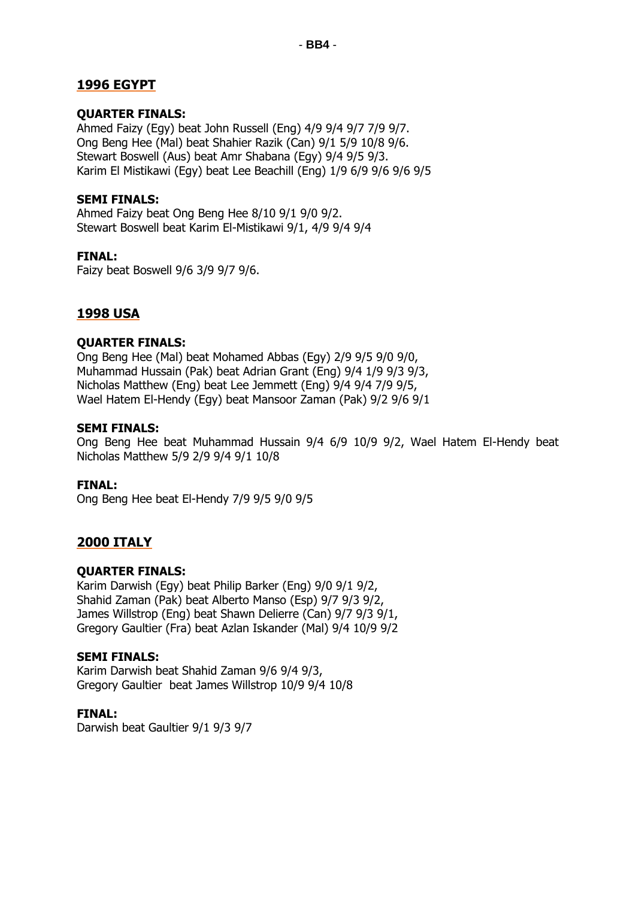## 1996 EGYPT

**QUARTER FINALS:**
Ahmed Faizy (Egy) beat John Russell (Eng) 4/9 9/4 9/7 7/9 9/7.
Ong Beng Hee (Mal) beat Shahier Razik (Can) 9/1 5/9 10/8 9/6.
Stewart Boswell (Aus) beat Amr Shabana (Egy) 9/4 9/5 9/3.
Karim El Mistikawi (Egy) beat Lee Beachill (Eng) 1/9 6/9 9/6 9/6 9/5

**SEMI FINALS:**
Ahmed Faizy beat Ong Beng Hee 8/10 9/1 9/0 9/2.
Stewart Boswell beat Karim El-Mistikawi 9/1, 4/9 9/4 9/4

**FINAL:**
Faizy beat Boswell 9/6 3/9 9/7 9/6.

## 1998 USA

**QUARTER FINALS:**
Ong Beng Hee (Mal) beat Mohamed Abbas (Egy) 2/9 9/5 9/0 9/0,
Muhammad Hussain (Pak) beat Adrian Grant (Eng) 9/4 1/9 9/3 9/3,
Nicholas Matthew (Eng) beat Lee Jemmett (Eng) 9/4 9/4 7/9 9/5,
Wael Hatem El-Hendy (Egy) beat Mansoor Zaman (Pak) 9/2 9/6 9/1

**SEMI FINALS:**
Ong Beng Hee beat Muhammad Hussain 9/4 6/9 10/9 9/2, Wael Hatem El-Hendy beat Nicholas Matthew 5/9 2/9 9/4 9/1 10/8

**FINAL:**
Ong Beng Hee beat El-Hendy 7/9 9/5 9/0 9/5

## 2000 ITALY

**QUARTER FINALS:**
Karim Darwish (Egy) beat Philip Barker (Eng) 9/0 9/1 9/2,
Shahid Zaman (Pak) beat Alberto Manso (Esp) 9/7 9/3 9/2,
James Willstrop (Eng) beat Shawn Delierre (Can) 9/7 9/3 9/1,
Gregory Gaultier (Fra) beat Azlan Iskander (Mal) 9/4 10/9 9/2

**SEMI FINALS:**
Karim Darwish beat Shahid Zaman 9/6 9/4 9/3,
Gregory Gaultier beat James Willstrop 10/9 9/4 10/8

**FINAL:**
Darwish beat Gaultier 9/1 9/3 9/7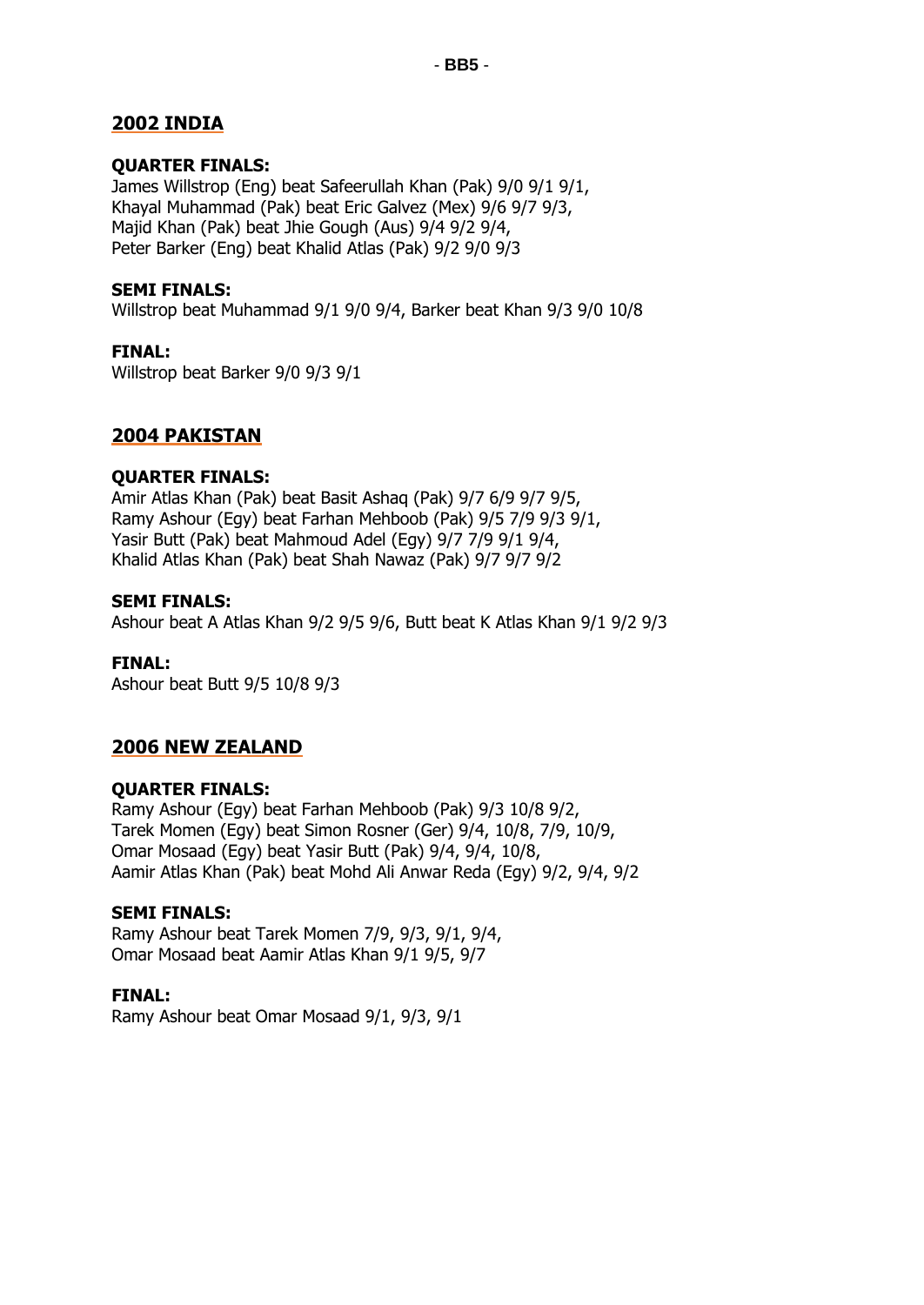## 2002 INDIA

**QUARTER FINALS:**
James Willstrop (Eng) beat Safeerullah Khan (Pak) 9/0 9/1 9/1,
Khayal Muhammad (Pak) beat Eric Galvez (Mex) 9/6 9/7 9/3,
Majid Khan (Pak) beat Jhie Gough (Aus) 9/4 9/2 9/4,
Peter Barker (Eng) beat Khalid Atlas (Pak) 9/2 9/0 9/3

**SEMI FINALS:**
Willstrop beat Muhammad 9/1 9/0 9/4, Barker beat Khan 9/3 9/0 10/8

**FINAL:**
Willstrop beat Barker 9/0 9/3 9/1

## 2004 PAKISTAN

**QUARTER FINALS:**
Amir Atlas Khan (Pak) beat Basit Ashaq (Pak) 9/7 6/9 9/7 9/5,
Ramy Ashour (Egy) beat Farhan Mehboob (Pak) 9/5 7/9 9/3 9/1,
Yasir Butt (Pak) beat Mahmoud Adel (Egy) 9/7 7/9 9/1 9/4,
Khalid Atlas Khan (Pak) beat Shah Nawaz (Pak) 9/7 9/7 9/2

**SEMI FINALS:**
Ashour beat A Atlas Khan 9/2 9/5 9/6, Butt beat K Atlas Khan 9/1 9/2 9/3

**FINAL:**
Ashour beat Butt 9/5 10/8 9/3

## 2006 NEW ZEALAND

**QUARTER FINALS:**
Ramy Ashour (Egy) beat Farhan Mehboob (Pak) 9/3 10/8 9/2,
Tarek Momen (Egy) beat Simon Rosner (Ger) 9/4, 10/8, 7/9, 10/9,
Omar Mosaad (Egy) beat Yasir Butt (Pak) 9/4, 9/4, 10/8,
Aamir Atlas Khan (Pak) beat Mohd Ali Anwar Reda (Egy) 9/2, 9/4, 9/2

**SEMI FINALS:**
Ramy Ashour beat Tarek Momen 7/9, 9/3, 9/1, 9/4,
Omar Mosaad beat Aamir Atlas Khan 9/1 9/5, 9/7

**FINAL:**
Ramy Ashour beat Omar Mosaad 9/1, 9/3, 9/1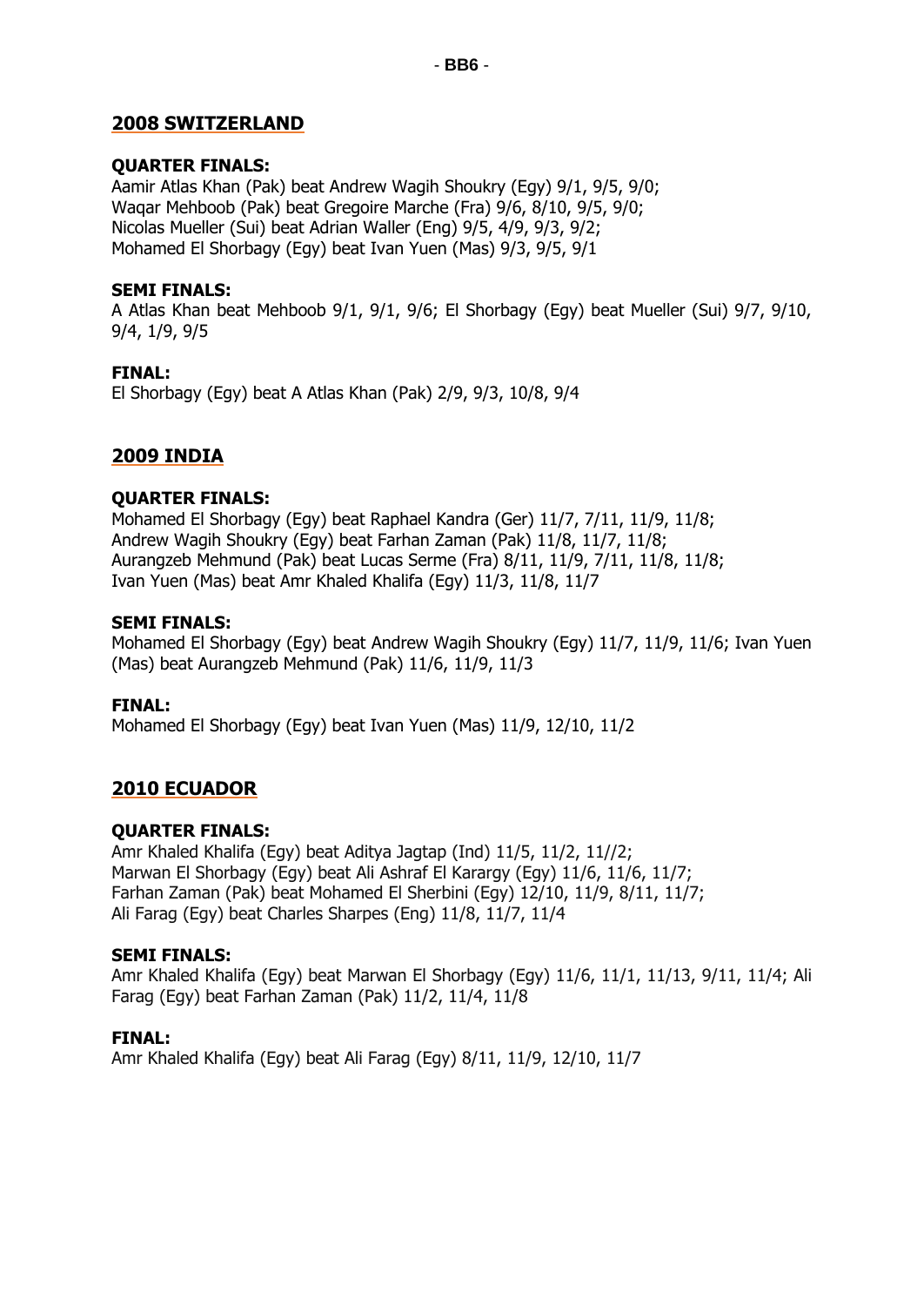## 2008 SWITZERLAND

**QUARTER FINALS:**
Aamir Atlas Khan (Pak) beat Andrew Wagih Shoukry (Egy) 9/1, 9/5, 9/0;
Waqar Mehboob (Pak) beat Gregoire Marche (Fra) 9/6, 8/10, 9/5, 9/0;
Nicolas Mueller (Sui) beat Adrian Waller (Eng) 9/5, 4/9, 9/3, 9/2;
Mohamed El Shorbagy (Egy) beat Ivan Yuen (Mas) 9/3, 9/5, 9/1

**SEMI FINALS:**
A Atlas Khan beat Mehboob 9/1, 9/1, 9/6; El Shorbagy (Egy) beat Mueller (Sui) 9/7, 9/10, 9/4, 1/9, 9/5

**FINAL:**
El Shorbagy (Egy) beat A Atlas Khan (Pak) 2/9, 9/3, 10/8, 9/4

## 2009 INDIA

**QUARTER FINALS:**
Mohamed El Shorbagy (Egy) beat Raphael Kandra (Ger) 11/7, 7/11, 11/9, 11/8;
Andrew Wagih Shoukry (Egy) beat Farhan Zaman (Pak) 11/8, 11/7, 11/8;
Aurangzeb Mehmund (Pak) beat Lucas Serme (Fra) 8/11, 11/9, 7/11, 11/8, 11/8;
Ivan Yuen (Mas) beat Amr Khaled Khalifa (Egy) 11/3, 11/8, 11/7

**SEMI FINALS:**
Mohamed El Shorbagy (Egy) beat Andrew Wagih Shoukry (Egy) 11/7, 11/9, 11/6; Ivan Yuen (Mas) beat Aurangzeb Mehmund (Pak) 11/6, 11/9, 11/3

**FINAL:**
Mohamed El Shorbagy (Egy) beat Ivan Yuen (Mas) 11/9, 12/10, 11/2

## 2010 ECUADOR

**QUARTER FINALS:**
Amr Khaled Khalifa (Egy) beat Aditya Jagtap (Ind) 11/5, 11/2, 11//2;
Marwan El Shorbagy (Egy) beat Ali Ashraf El Karargy (Egy) 11/6, 11/6, 11/7;
Farhan Zaman (Pak) beat Mohamed El Sherbini (Egy) 12/10, 11/9, 8/11, 11/7;
Ali Farag (Egy) beat Charles Sharpes (Eng) 11/8, 11/7, 11/4

**SEMI FINALS:**
Amr Khaled Khalifa (Egy) beat Marwan El Shorbagy (Egy) 11/6, 11/1, 11/13, 9/11, 11/4; Ali Farag (Egy) beat Farhan Zaman (Pak) 11/2, 11/4, 11/8

**FINAL:**
Amr Khaled Khalifa (Egy) beat Ali Farag (Egy) 8/11, 11/9, 12/10, 11/7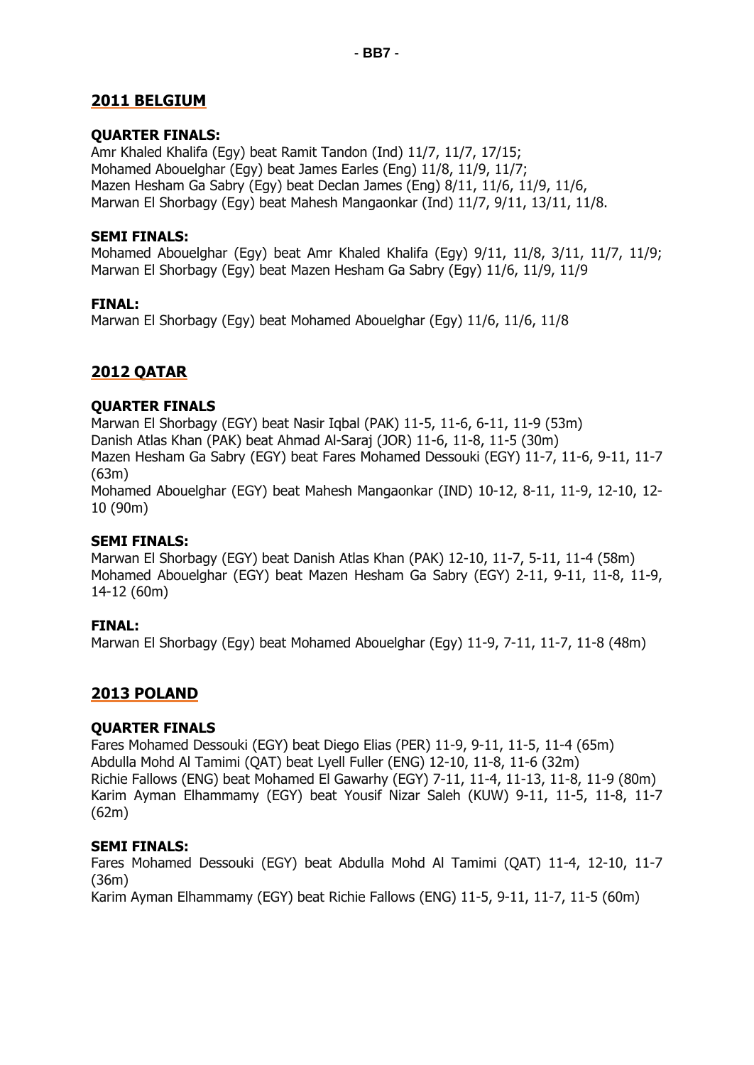## 2011 BELGIUM

**QUARTER FINALS:**

Amr Khaled Khalifa (Egy) beat Ramit Tandon (Ind) 11/7, 11/7, 17/15;
Mohamed Abouelghar (Egy) beat James Earles (Eng) 11/8, 11/9, 11/7;
Mazen Hesham Ga Sabry (Egy) beat Declan James (Eng) 8/11, 11/6, 11/9, 11/6,
Marwan El Shorbagy (Egy) beat Mahesh Mangaonkar (Ind) 11/7, 9/11, 13/11, 11/8.

**SEMI FINALS:**

Mohamed Abouelghar (Egy) beat Amr Khaled Khalifa (Egy) 9/11, 11/8, 3/11, 11/7, 11/9;
Marwan El Shorbagy (Egy) beat Mazen Hesham Ga Sabry (Egy) 11/6, 11/9, 11/9

**FINAL:**

Marwan El Shorbagy (Egy) beat Mohamed Abouelghar (Egy) 11/6, 11/6, 11/8

## 2012 QATAR

**QUARTER FINALS**

Marwan El Shorbagy (EGY) beat Nasir Iqbal (PAK) 11-5, 11-6, 6-11, 11-9 (53m)
Danish Atlas Khan (PAK) beat Ahmad Al-Saraj (JOR) 11-6, 11-8, 11-5 (30m)
Mazen Hesham Ga Sabry (EGY) beat Fares Mohamed Dessouki (EGY) 11-7, 11-6, 9-11, 11-7 (63m)
Mohamed Abouelghar (EGY) beat Mahesh Mangaonkar (IND) 10-12, 8-11, 11-9, 12-10, 12-10 (90m)

**SEMI FINALS:**

Marwan El Shorbagy (EGY) beat Danish Atlas Khan (PAK) 12-10, 11-7, 5-11, 11-4 (58m)
Mohamed Abouelghar (EGY) beat Mazen Hesham Ga Sabry (EGY) 2-11, 9-11, 11-8, 11-9, 14-12 (60m)

**FINAL:**

Marwan El Shorbagy (Egy) beat Mohamed Abouelghar (Egy) 11-9, 7-11, 11-7, 11-8 (48m)

## 2013 POLAND

**QUARTER FINALS**

Fares Mohamed Dessouki (EGY) beat Diego Elias (PER) 11-9, 9-11, 11-5, 11-4 (65m)
Abdulla Mohd Al Tamimi (QAT) beat Lyell Fuller (ENG) 12-10, 11-8, 11-6 (32m)
Richie Fallows (ENG) beat Mohamed El Gawarhy (EGY) 7-11, 11-4, 11-13, 11-8, 11-9 (80m)
Karim Ayman Elhammamy (EGY) beat Yousif Nizar Saleh (KUW) 9-11, 11-5, 11-8, 11-7 (62m)

**SEMI FINALS:**

Fares Mohamed Dessouki (EGY) beat Abdulla Mohd Al Tamimi (QAT) 11-4, 12-10, 11-7 (36m)
Karim Ayman Elhammamy (EGY) beat Richie Fallows (ENG) 11-5, 9-11, 11-7, 11-5 (60m)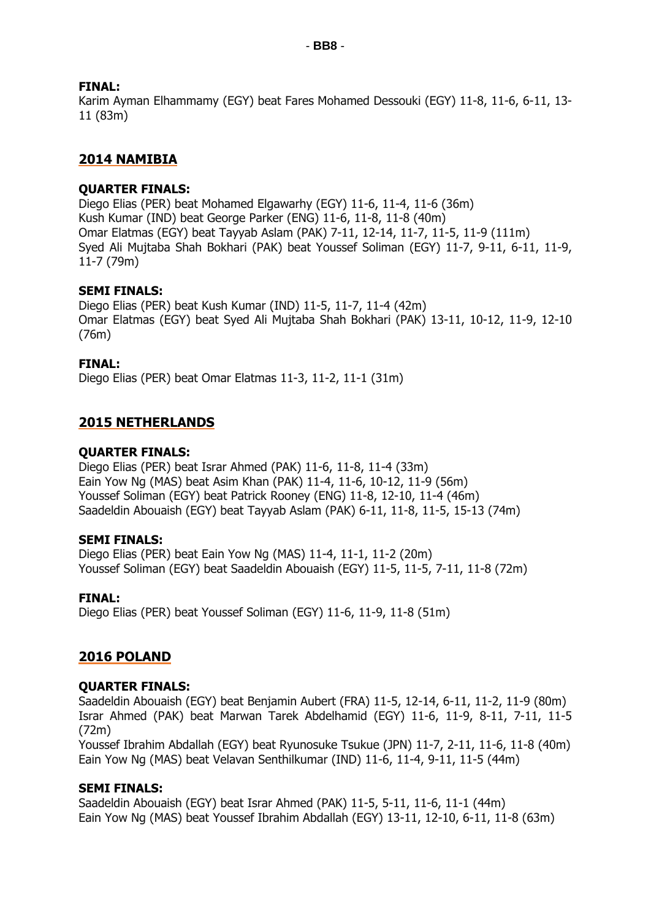**FINAL:**
Karim Ayman Elhammamy (EGY) beat Fares Mohamed Dessouki (EGY) 11-8, 11-6, 6-11, 13-11 (83m)

## 2014 NAMIBIA

**QUARTER FINALS:**
Diego Elias (PER) beat Mohamed Elgawarhy (EGY) 11-6, 11-4, 11-6 (36m)
Kush Kumar (IND) beat George Parker (ENG) 11-6, 11-8, 11-8 (40m)
Omar Elatmas (EGY) beat Tayyab Aslam (PAK) 7-11, 12-14, 11-7, 11-5, 11-9 (111m)
Syed Ali Mujtaba Shah Bokhari (PAK) beat Youssef Soliman (EGY) 11-7, 9-11, 6-11, 11-9, 11-7 (79m)

**SEMI FINALS:**
Diego Elias (PER) beat Kush Kumar (IND) 11-5, 11-7, 11-4 (42m)
Omar Elatmas (EGY) beat Syed Ali Mujtaba Shah Bokhari (PAK) 13-11, 10-12, 11-9, 12-10 (76m)

**FINAL:**
Diego Elias (PER) beat Omar Elatmas 11-3, 11-2, 11-1 (31m)

## 2015 NETHERLANDS

**QUARTER FINALS:**
Diego Elias (PER) beat Israr Ahmed (PAK) 11-6, 11-8, 11-4 (33m)
Eain Yow Ng (MAS) beat Asim Khan (PAK) 11-4, 11-6, 10-12, 11-9 (56m)
Youssef Soliman (EGY) beat Patrick Rooney (ENG) 11-8, 12-10, 11-4 (46m)
Saadeldin Abouaish (EGY) beat Tayyab Aslam (PAK) 6-11, 11-8, 11-5, 15-13 (74m)

**SEMI FINALS:**
Diego Elias (PER) beat Eain Yow Ng (MAS) 11-4, 11-1, 11-2 (20m)
Youssef Soliman (EGY) beat Saadeldin Abouaish (EGY) 11-5, 11-5, 7-11, 11-8 (72m)

**FINAL:**
Diego Elias (PER) beat Youssef Soliman (EGY) 11-6, 11-9, 11-8 (51m)

## 2016 POLAND

**QUARTER FINALS:**
Saadeldin Abouaish (EGY) beat Benjamin Aubert (FRA) 11-5, 12-14, 6-11, 11-2, 11-9 (80m)
Israr Ahmed (PAK) beat Marwan Tarek Abdelhamid (EGY) 11-6, 11-9, 8-11, 7-11, 11-5 (72m)
Youssef Ibrahim Abdallah (EGY) beat Ryunosuke Tsukue (JPN) 11-7, 2-11, 11-6, 11-8 (40m)
Eain Yow Ng (MAS) beat Velavan Senthilkumar (IND) 11-6, 11-4, 9-11, 11-5 (44m)

**SEMI FINALS:**
Saadeldin Abouaish (EGY) beat Israr Ahmed (PAK) 11-5, 5-11, 11-6, 11-1 (44m)
Eain Yow Ng (MAS) beat Youssef Ibrahim Abdallah (EGY) 13-11, 12-10, 6-11, 11-8 (63m)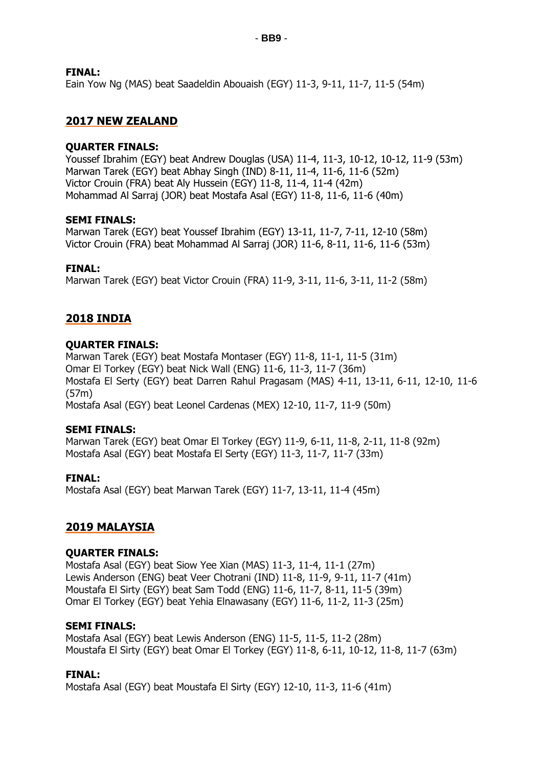**FINAL:**
Eain Yow Ng (MAS) beat Saadeldin Abouaish (EGY) 11-3, 9-11, 11-7, 11-5 (54m)

## 2017 NEW ZEALAND

**QUARTER FINALS:**
Youssef Ibrahim (EGY) beat Andrew Douglas (USA) 11-4, 11-3, 10-12, 10-12, 11-9 (53m)
Marwan Tarek (EGY) beat Abhay Singh (IND) 8-11, 11-4, 11-6, 11-6 (52m)
Victor Crouin (FRA) beat Aly Hussein (EGY) 11-8, 11-4, 11-4 (42m)
Mohammad Al Sarraj (JOR) beat Mostafa Asal (EGY) 11-8, 11-6, 11-6 (40m)

**SEMI FINALS:**
Marwan Tarek (EGY) beat Youssef Ibrahim (EGY) 13-11, 11-7, 7-11, 12-10 (58m)
Victor Crouin (FRA) beat Mohammad Al Sarraj (JOR) 11-6, 8-11, 11-6, 11-6 (53m)

**FINAL:**
Marwan Tarek (EGY) beat Victor Crouin (FRA) 11-9, 3-11, 11-6, 3-11, 11-2 (58m)

## 2018 INDIA

**QUARTER FINALS:**
Marwan Tarek (EGY) beat Mostafa Montaser (EGY) 11-8, 11-1, 11-5 (31m)
Omar El Torkey (EGY) beat Nick Wall (ENG) 11-6, 11-3, 11-7 (36m)
Mostafa El Serty (EGY) beat Darren Rahul Pragasam (MAS) 4-11, 13-11, 6-11, 12-10, 11-6 (57m)
Mostafa Asal (EGY) beat Leonel Cardenas (MEX) 12-10, 11-7, 11-9 (50m)

**SEMI FINALS:**
Marwan Tarek (EGY) beat Omar El Torkey (EGY) 11-9, 6-11, 11-8, 2-11, 11-8 (92m)
Mostafa Asal (EGY) beat Mostafa El Serty (EGY) 11-3, 11-7, 11-7 (33m)

**FINAL:**
Mostafa Asal (EGY) beat Marwan Tarek (EGY) 11-7, 13-11, 11-4 (45m)

## 2019 MALAYSIA

**QUARTER FINALS:**
Mostafa Asal (EGY) beat Siow Yee Xian (MAS) 11-3, 11-4, 11-1 (27m)
Lewis Anderson (ENG) beat Veer Chotrani (IND) 11-8, 11-9, 9-11, 11-7 (41m)
Moustafa El Sirty (EGY) beat Sam Todd (ENG) 11-6, 11-7, 8-11, 11-5 (39m)
Omar El Torkey (EGY) beat Yehia Elnawasany (EGY) 11-6, 11-2, 11-3 (25m)

**SEMI FINALS:**
Mostafa Asal (EGY) beat Lewis Anderson (ENG) 11-5, 11-5, 11-2 (28m)
Moustafa El Sirty (EGY) beat Omar El Torkey (EGY) 11-8, 6-11, 10-12, 11-8, 11-7 (63m)

**FINAL:**
Mostafa Asal (EGY) beat Moustafa El Sirty (EGY) 12-10, 11-3, 11-6 (41m)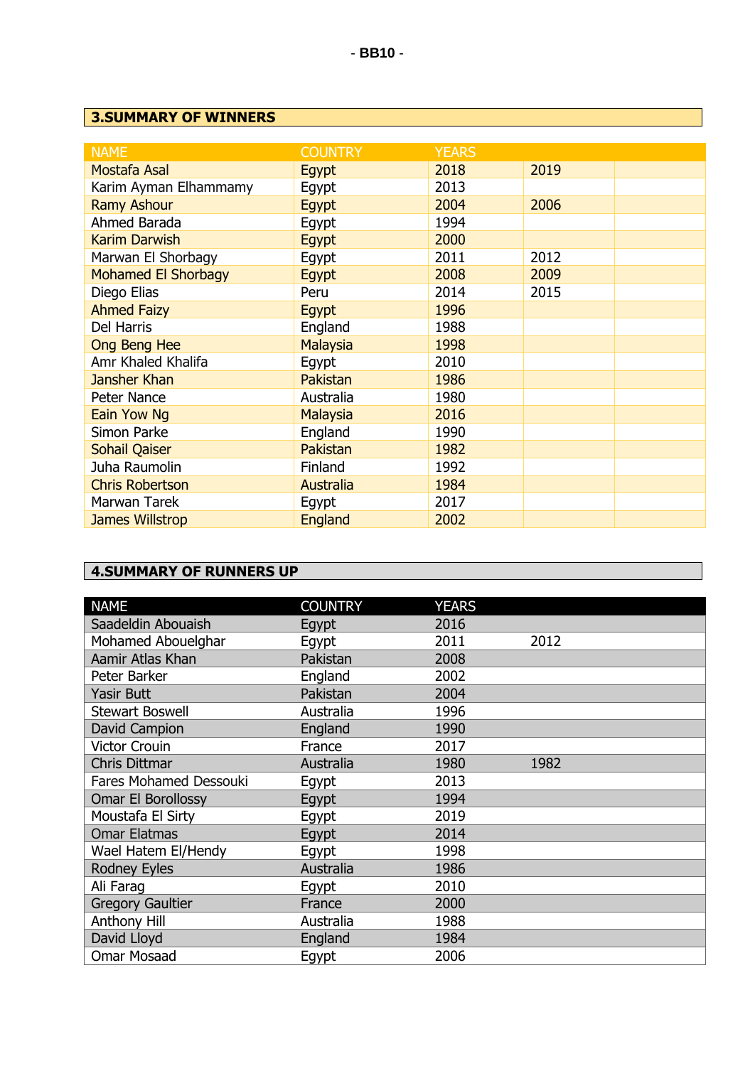## 3.SUMMARY OF WINNERS

| NAME | COUNTRY | YEARS | | |
|---|---|---|---|---|
| Mostafa Asal | Egypt | 2018 | 2019 | |
| Karim Ayman Elhammamy | Egypt | 2013 | | |
| Ramy Ashour | Egypt | 2004 | 2006 | |
| Ahmed Barada | Egypt | 1994 | | |
| Karim Darwish | Egypt | 2000 | | |
| Marwan El Shorbagy | Egypt | 2011 | 2012 | |
| Mohamed El Shorbagy | Egypt | 2008 | 2009 | |
| Diego Elias | Peru | 2014 | 2015 | |
| Ahmed Faizy | Egypt | 1996 | | |
| Del Harris | England | 1988 | | |
| Ong Beng Hee | Malaysia | 1998 | | |
| Amr Khaled Khalifa | Egypt | 2010 | | |
| Jansher Khan | Pakistan | 1986 | | |
| Peter Nance | Australia | 1980 | | |
| Eain Yow Ng | Malaysia | 2016 | | |
| Simon Parke | England | 1990 | | |
| Sohail Qaiser | Pakistan | 1982 | | |
| Juha Raumolin | Finland | 1992 | | |
| Chris Robertson | Australia | 1984 | | |
| Marwan Tarek | Egypt | 2017 | | |
| James Willstrop | England | 2002 | | |

## 4.SUMMARY OF RUNNERS UP

| NAME | COUNTRY | YEARS | |
|---|---|---|---|
| Saadeldin Abouaish | Egypt | 2016 | |
| Mohamed Abouelghar | Egypt | 2011 | 2012 |
| Aamir Atlas Khan | Pakistan | 2008 | |
| Peter Barker | England | 2002 | |
| Yasir Butt | Pakistan | 2004 | |
| Stewart Boswell | Australia | 1996 | |
| David Campion | England | 1990 | |
| Victor Crouin | France | 2017 | |
| Chris Dittmar | Australia | 1980 | 1982 |
| Fares Mohamed Dessouki | Egypt | 2013 | |
| Omar El Borollossy | Egypt | 1994 | |
| Moustafa El Sirty | Egypt | 2019 | |
| Omar Elatmas | Egypt | 2014 | |
| Wael Hatem El/Hendy | Egypt | 1998 | |
| Rodney Eyles | Australia | 1986 | |
| Ali Farag | Egypt | 2010 | |
| Gregory Gaultier | France | 2000 | |
| Anthony Hill | Australia | 1988 | |
| David Lloyd | England | 1984 | |
| Omar Mosaad | Egypt | 2006 | |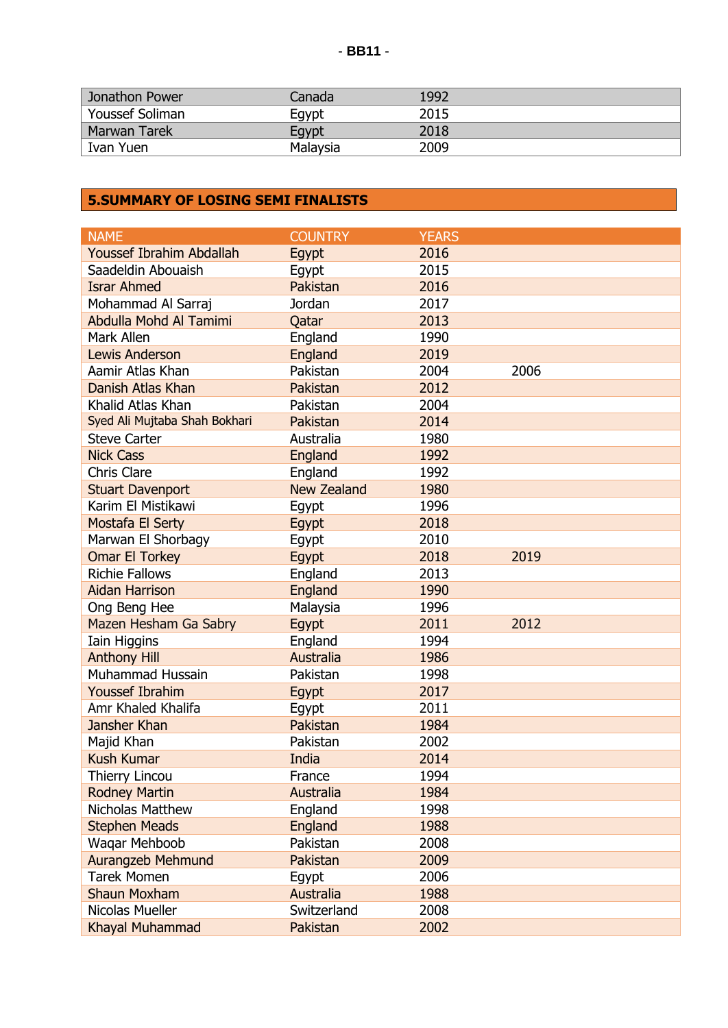| Jonathon Power | Canada | 1992 | |
|---|---|---|---|
| Youssef Soliman | Egypt | 2015 | |
| Marwan Tarek | Egypt | 2018 | |
| Ivan Yuen | Malaysia | 2009 | |

## 5.SUMMARY OF LOSING SEMI FINALISTS

| NAME | COUNTRY | YEARS | |
|---|---|---|---|
| Youssef Ibrahim Abdallah | Egypt | 2016 | |
| Saadeldin Abouaish | Egypt | 2015 | |
| Israr Ahmed | Pakistan | 2016 | |
| Mohammad Al Sarraj | Jordan | 2017 | |
| Abdulla Mohd Al Tamimi | Qatar | 2013 | |
| Mark Allen | England | 1990 | |
| Lewis Anderson | England | 2019 | |
| Aamir Atlas Khan | Pakistan | 2004 | 2006 |
| Danish Atlas Khan | Pakistan | 2012 | |
| Khalid Atlas Khan | Pakistan | 2004 | |
| Syed Ali Mujtaba Shah Bokhari | Pakistan | 2014 | |
| Steve Carter | Australia | 1980 | |
| Nick Cass | England | 1992 | |
| Chris Clare | England | 1992 | |
| Stuart Davenport | New Zealand | 1980 | |
| Karim El Mistikawi | Egypt | 1996 | |
| Mostafa El Serty | Egypt | 2018 | |
| Marwan El Shorbagy | Egypt | 2010 | |
| Omar El Torkey | Egypt | 2018 | 2019 |
| Richie Fallows | England | 2013 | |
| Aidan Harrison | England | 1990 | |
| Ong Beng Hee | Malaysia | 1996 | |
| Mazen Hesham Ga Sabry | Egypt | 2011 | 2012 |
| Iain Higgins | England | 1994 | |
| Anthony Hill | Australia | 1986 | |
| Muhammad Hussain | Pakistan | 1998 | |
| Youssef Ibrahim | Egypt | 2017 | |
| Amr Khaled Khalifa | Egypt | 2011 | |
| Jansher Khan | Pakistan | 1984 | |
| Majid Khan | Pakistan | 2002 | |
| Kush Kumar | India | 2014 | |
| Thierry Lincou | France | 1994 | |
| Rodney Martin | Australia | 1984 | |
| Nicholas Matthew | England | 1998 | |
| Stephen Meads | England | 1988 | |
| Waqar Mehboob | Pakistan | 2008 | |
| Aurangzeb Mehmund | Pakistan | 2009 | |
| Tarek Momen | Egypt | 2006 | |
| Shaun Moxham | Australia | 1988 | |
| Nicolas Mueller | Switzerland | 2008 | |
| Khayal Muhammad | Pakistan | 2002 | |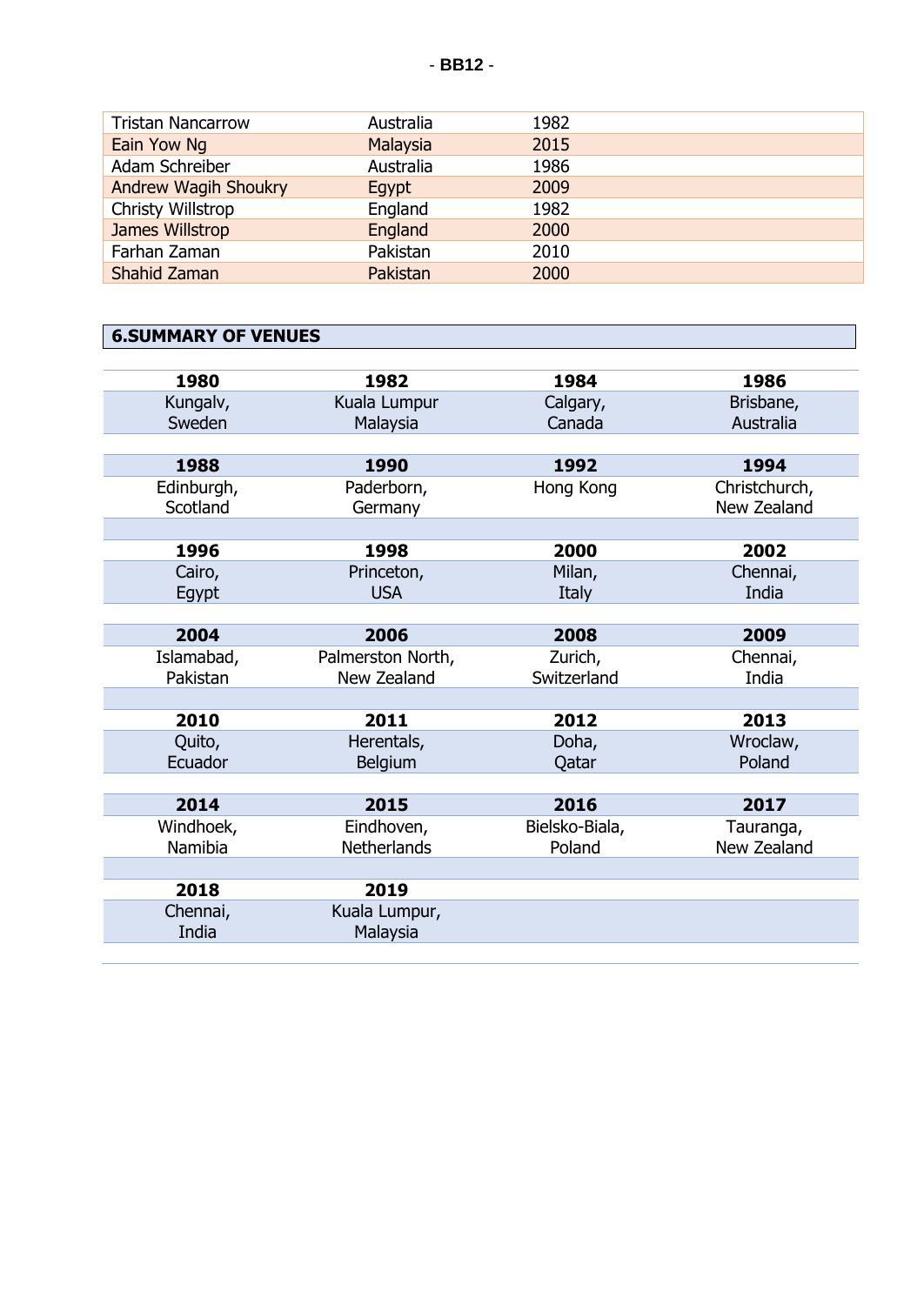| | | |
|---|---|---|
| Tristan Nancarrow | Australia | 1982 |
| Eain Yow Ng | Malaysia | 2015 |
| Adam Schreiber | Australia | 1986 |
| Andrew Wagih Shoukry | Egypt | 2009 |
| Christy Willstrop | England | 1982 |
| James Willstrop | England | 2000 |
| Farhan Zaman | Pakistan | 2010 |
| Shahid Zaman | Pakistan | 2000 |

## 6.SUMMARY OF VENUES

| 1980 | 1982 | 1984 | 1986 |
|---|---|---|---|
| Kungalv, Sweden | Kuala Lumpur Malaysia | Calgary, Canada | Brisbane, Australia |
| **1988** | **1990** | **1992** | **1994** |
| Edinburgh, Scotland | Paderborn, Germany | Hong Kong | Christchurch, New Zealand |
| **1996** | **1998** | **2000** | **2002** |
| Cairo, Egypt | Princeton, USA | Milan, Italy | Chennai, India |
| **2004** | **2006** | **2008** | **2009** |
| Islamabad, Pakistan | Palmerston North, New Zealand | Zurich, Switzerland | Chennai, India |
| **2010** | **2011** | **2012** | **2013** |
| Quito, Ecuador | Herentals, Belgium | Doha, Qatar | Wroclaw, Poland |
| **2014** | **2015** | **2016** | **2017** |
| Windhoek, Namibia | Eindhoven, Netherlands | Bielsko-Biala, Poland | Tauranga, New Zealand |
| **2018** | **2019** | | |
| Chennai, India | Kuala Lumpur, Malaysia | | |